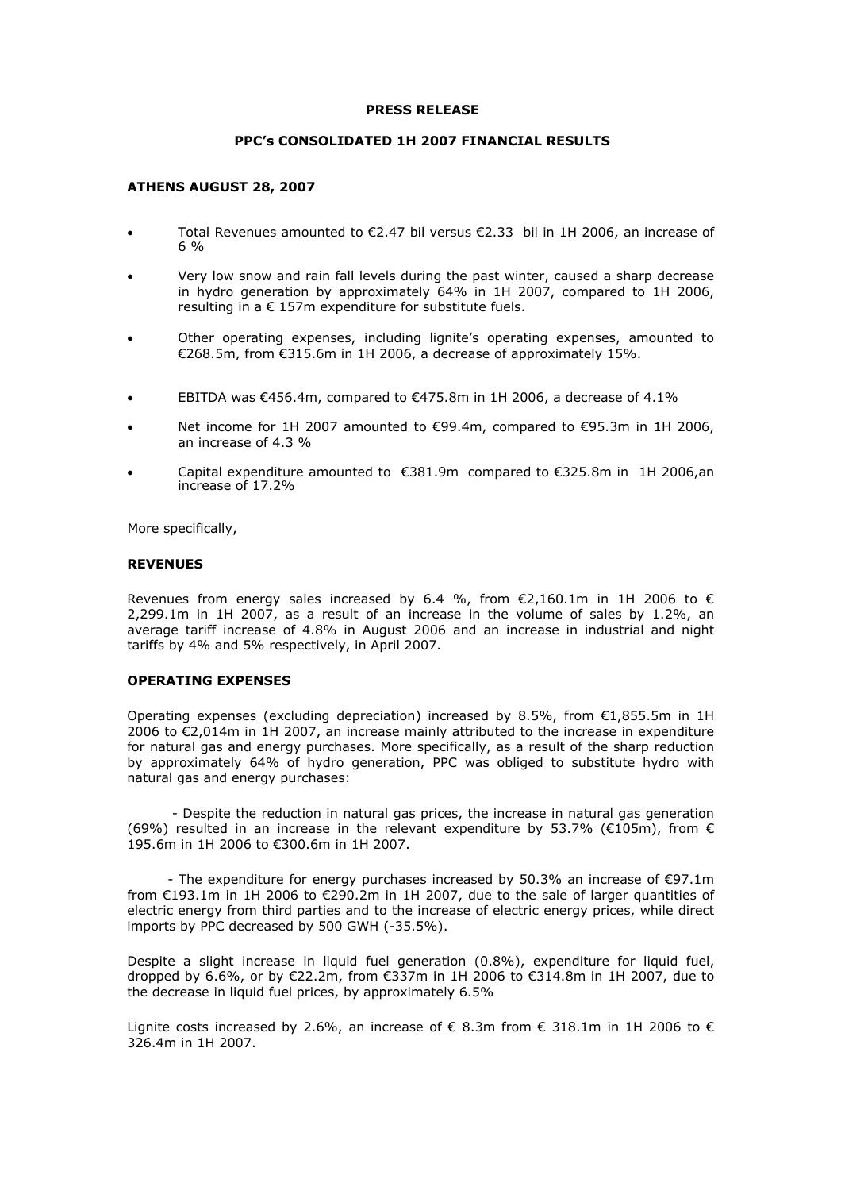**PRESS RELEASE**

**PPC's CONSOLIDATED 1H 2007 FINANCIAL RESULTS**

**ATHENS AUGUST 28, 2007**

- Total Revenues amounted to €2.47 bil versus €2.33 bil in 1H 2006, an increase of 6 %
- Very low snow and rain fall levels during the past winter, caused a sharp decrease in hydro generation by approximately 64% in 1H 2007, compared to 1H 2006, resulting in a € 157m expenditure for substitute fuels.
- Other operating expenses, including lignite's operating expenses, amounted to €268.5m, from €315.6m in 1H 2006, a decrease of approximately 15%.
- EBITDA was €456.4m, compared to €475.8m in 1H 2006, a decrease of 4.1%
- Net income for 1H 2007 amounted to €99.4m, compared to €95.3m in 1H 2006, an increase of 4.3 %
- Capital expenditure amounted to €381.9m compared to €325.8m in 1H 2006,an increase of 17.2%

More specifically,

**REVENUES**

Revenues from energy sales increased by 6.4 %, from €2,160.1m in 1H 2006 to € 2,299.1m in 1H 2007, as a result of an increase in the volume of sales by 1.2%, an average tariff increase of 4.8% in August 2006 and an increase in industrial and night tariffs by 4% and 5% respectively, in April 2007.

**OPERATING EXPENSES**

Operating expenses (excluding depreciation) increased by 8.5%, from €1,855.5m in 1H 2006 to €2,014m in 1H 2007, an increase mainly attributed to the increase in expenditure for natural gas and energy purchases. More specifically, as a result of the sharp reduction by approximately 64% of hydro generation, PPC was obliged to substitute hydro with natural gas and energy purchases:

- Despite the reduction in natural gas prices, the increase in natural gas generation (69%) resulted in an increase in the relevant expenditure by 53.7% (€105m), from € 195.6m in 1H 2006 to €300.6m in 1H 2007.

- The expenditure for energy purchases increased by 50.3% an increase of €97.1m from €193.1m in 1H 2006 to €290.2m in 1H 2007, due to the sale of larger quantities of electric energy from third parties and to the increase of electric energy prices, while direct imports by PPC decreased by 500 GWH (-35.5%).

Despite a slight increase in liquid fuel generation (0.8%), expenditure for liquid fuel, dropped by 6.6%, or by €22.2m, from €337m in 1H 2006 to €314.8m in 1H 2007, due to the decrease in liquid fuel prices, by approximately 6.5%

Lignite costs increased by 2.6%, an increase of € 8.3m from € 318.1m in 1H 2006 to € 326.4m in 1H 2007.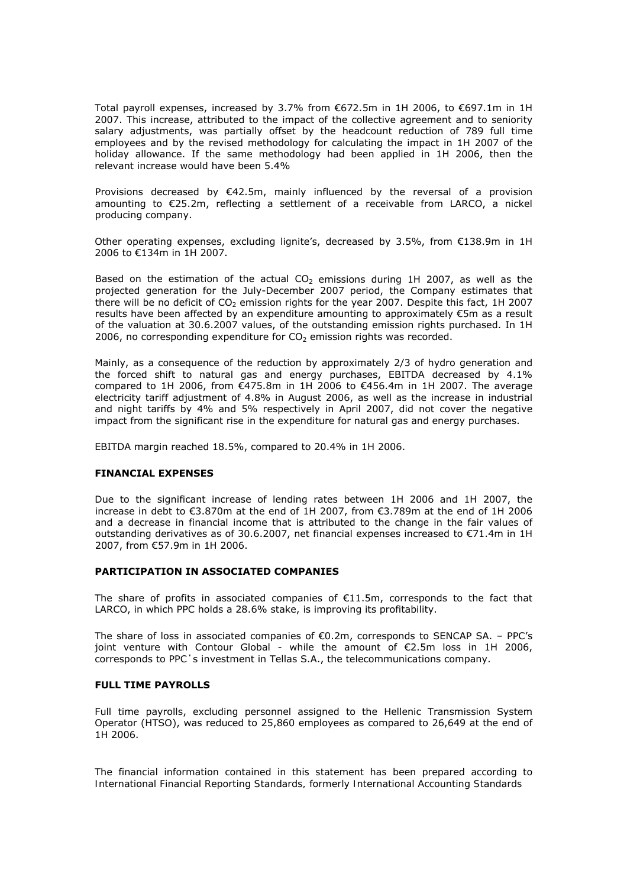Total payroll expenses, increased by 3.7% from €672.5m in 1H 2006, to €697.1m in 1H 2007. This increase, attributed to the impact of the collective agreement and to seniority salary adjustments, was partially offset by the headcount reduction of 789 full time employees and by the revised methodology for calculating the impact in 1H 2007 of the holiday allowance. If the same methodology had been applied in 1H 2006, then the relevant increase would have been 5.4%

Provisions decreased by €42.5m, mainly influenced by the reversal of a provision amounting to €25.2m, reflecting a settlement of a receivable from LARCO, a nickel producing company.

Other operating expenses, excluding lignite's, decreased by 3.5%, from €138.9m in 1H 2006 to €134m in 1H 2007.

Based on the estimation of the actual $CO_2$ emissions during 1H 2007, as well as the projected generation for the July-December 2007 period, the Company estimates that there will be no deficit of $CO_2$ emission rights for the year 2007. Despite this fact, 1H 2007 results have been affected by an expenditure amounting to approximately €5m as a result of the valuation at 30.6.2007 values, of the outstanding emission rights purchased. In 1H 2006, no corresponding expenditure for $CO_2$ emission rights was recorded.

Mainly, as a consequence of the reduction by approximately 2/3 of hydro generation and the forced shift to natural gas and energy purchases, EBITDA decreased by 4.1% compared to 1H 2006, from €475.8m in 1H 2006 to €456.4m in 1H 2007. The average electricity tariff adjustment of 4.8% in August 2006, as well as the increase in industrial and night tariffs by 4% and 5% respectively in April 2007, did not cover the negative impact from the significant rise in the expenditure for natural gas and energy purchases.

EBITDA margin reached 18.5%, compared to 20.4% in 1H 2006.

**FINANCIAL EXPENSES**

Due to the significant increase of lending rates between 1H 2006 and 1H 2007, the increase in debt to €3.870m at the end of 1H 2007, from €3.789m at the end of 1H 2006 and a decrease in financial income that is attributed to the change in the fair values of outstanding derivatives as of 30.6.2007, net financial expenses increased to €71.4m in 1H 2007, from €57.9m in 1H 2006.

**PARTICIPATION IN ASSOCIATED COMPANIES**

The share of profits in associated companies of €11.5m, corresponds to the fact that LARCO, in which PPC holds a 28.6% stake, is improving its profitability.

The share of loss in associated companies of €0.2m, corresponds to SENCAP SA. – PPC's joint venture with Contour Global - while the amount of €2.5m loss in 1H 2006, corresponds to PPC's investment in Tellas S.A., the telecommunications company.

**FULL TIME PAYROLLS**

Full time payrolls, excluding personnel assigned to the Hellenic Transmission System Operator (HTSO), was reduced to 25,860 employees as compared to 26,649 at the end of 1H 2006.

The financial information contained in this statement has been prepared according to International Financial Reporting Standards, formerly International Accounting Standards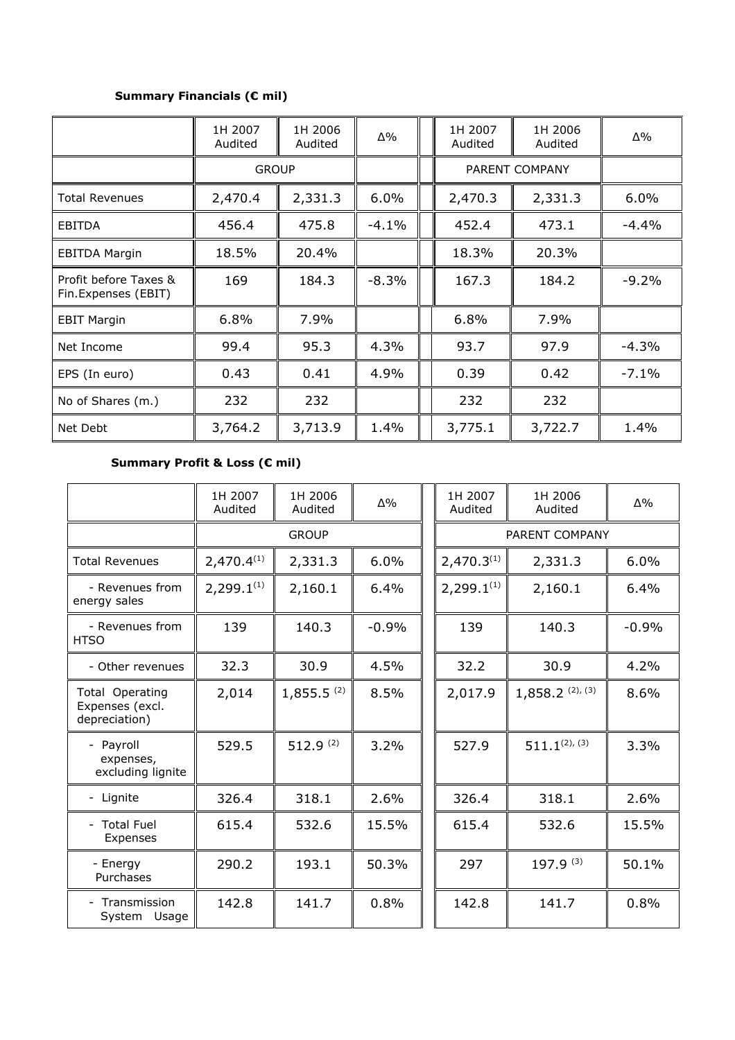### Summary Financials (€ mil)

| | 1H 2007 Audited | 1H 2006 Audited | Δ% | | 1H 2007 Audited | 1H 2006 Audited | Δ% |
|---|---|---|---|---|---|---|---|
| | GROUP | | | | PARENT COMPANY | | |
| Total Revenues | 2,470.4 | 2,331.3 | 6.0% | | 2,470.3 | 2,331.3 | 6.0% |
| EBITDA | 456.4 | 475.8 | -4.1% | | 452.4 | 473.1 | -4.4% |
| EBITDA Margin | 18.5% | 20.4% | | | 18.3% | 20.3% | |
| Profit before Taxes & Fin.Expenses (EBIT) | 169 | 184.3 | -8.3% | | 167.3 | 184.2 | -9.2% |
| EBIT Margin | 6.8% | 7.9% | | | 6.8% | 7.9% | |
| Net Income | 99.4 | 95.3 | 4.3% | | 93.7 | 97.9 | -4.3% |
| EPS (In euro) | 0.43 | 0.41 | 4.9% | | 0.39 | 0.42 | -7.1% |
| No of Shares (m.) | 232 | 232 | | | 232 | 232 | |
| Net Debt | 3,764.2 | 3,713.9 | 1.4% | | 3,775.1 | 3,722.7 | 1.4% |

### Summary Profit & Loss (€ mil)

| | 1H 2007 Audited | 1H 2006 Audited | Δ% | | 1H 2007 Audited | 1H 2006 Audited | Δ% |
|---|---|---|---|---|---|---|---|
| | GROUP | | | | PARENT COMPANY | | |
| Total Revenues | 2,470.4 (1) | 2,331.3 | 6.0% | | 2,470.3 (1) | 2,331.3 | 6.0% |
| - Revenues from energy sales | 2,299.1 (1) | 2,160.1 | 6.4% | | 2,299.1 (1) | 2,160.1 | 6.4% |
| - Revenues from HTSO | 139 | 140.3 | -0.9% | | 139 | 140.3 | -0.9% |
| - Other revenues | 32.3 | 30.9 | 4.5% | | 32.2 | 30.9 | 4.2% |
| Total Operating Expenses (excl. depreciation) | 2,014 | 1,855.5 (2) | 8.5% | | 2,017.9 | 1,858.2 (2), (3) | 8.6% |
| - Payroll expenses, excluding lignite | 529.5 | 512.9 (2) | 3.2% | | 527.9 | 511.1 (2), (3) | 3.3% |
| - Lignite | 326.4 | 318.1 | 2.6% | | 326.4 | 318.1 | 2.6% |
| - Total Fuel Expenses | 615.4 | 532.6 | 15.5% | | 615.4 | 532.6 | 15.5% |
| - Energy Purchases | 290.2 | 193.1 | 50.3% | | 297 | 197.9 (3) | 50.1% |
| - Transmission System Usage | 142.8 | 141.7 | 0.8% | | 142.8 | 141.7 | 0.8% |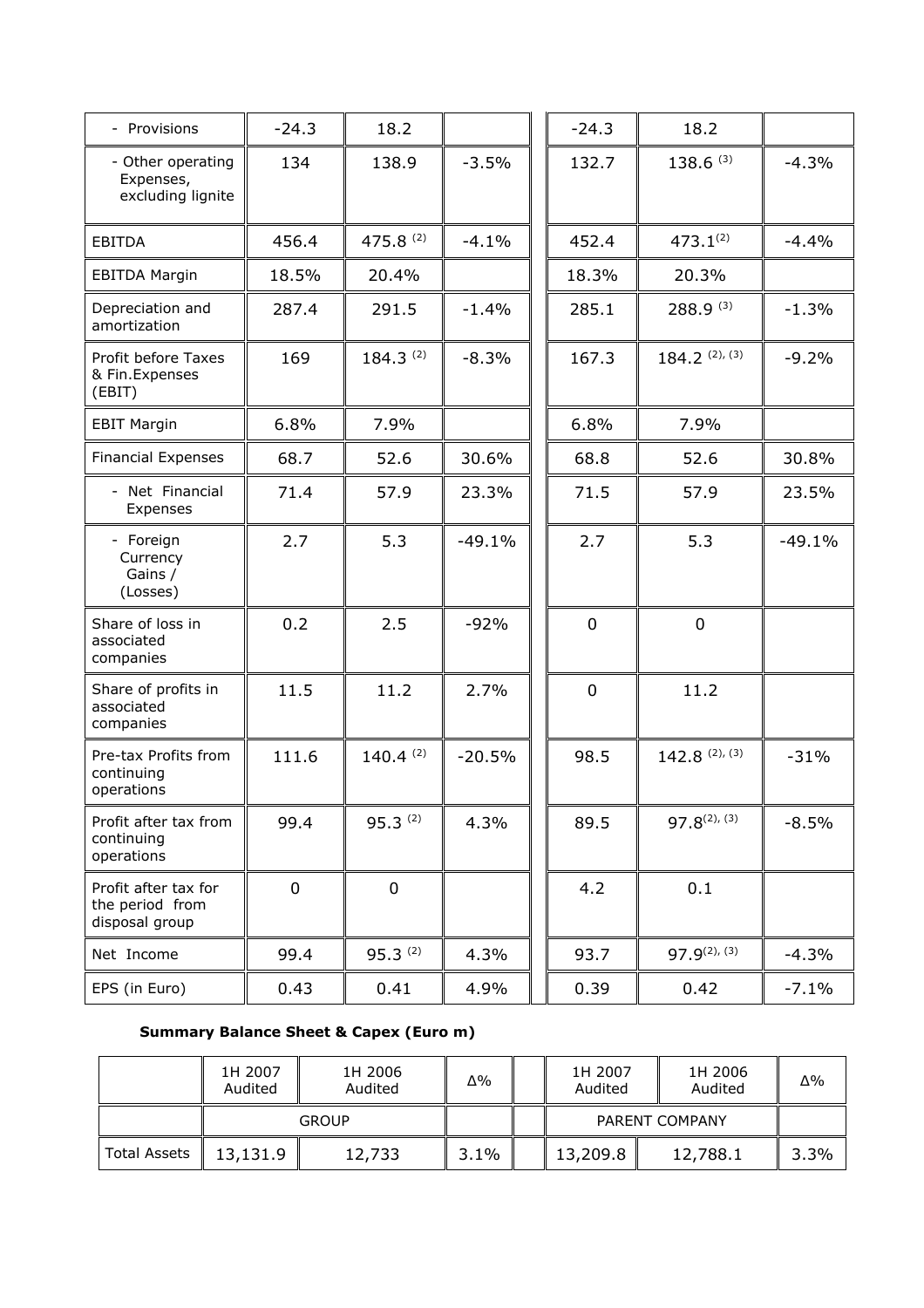| - Provisions | -24.3 | 18.2 | | | -24.3 | 18.2 | |
|---|---|---|---|---|---|---|---|
| - Other operating Expenses, excluding lignite | 134 | 138.9 | -3.5% | | 132.7 | 138.6 (3) | -4.3% |
| EBITDA | 456.4 | 475.8 (2) | -4.1% | | 452.4 | 473.1(2) | -4.4% |
| EBITDA Margin | 18.5% | 20.4% | | | 18.3% | 20.3% | |
| Depreciation and amortization | 287.4 | 291.5 | -1.4% | | 285.1 | 288.9 (3) | -1.3% |
| Profit before Taxes & Fin.Expenses (EBIT) | 169 | 184.3 (2) | -8.3% | | 167.3 | 184.2 (2), (3) | -9.2% |
| EBIT Margin | 6.8% | 7.9% | | | 6.8% | 7.9% | |
| Financial Expenses | 68.7 | 52.6 | 30.6% | | 68.8 | 52.6 | 30.8% |
| - Net Financial Expenses | 71.4 | 57.9 | 23.3% | | 71.5 | 57.9 | 23.5% |
| - Foreign Currency Gains / (Losses) | 2.7 | 5.3 | -49.1% | | 2.7 | 5.3 | -49.1% |
| Share of loss in associated companies | 0.2 | 2.5 | -92% | | 0 | 0 | |
| Share of profits in associated companies | 11.5 | 11.2 | 2.7% | | 0 | 11.2 | |
| Pre-tax Profits from continuing operations | 111.6 | 140.4 (2) | -20.5% | | 98.5 | 142.8 (2), (3) | -31% |
| Profit after tax from continuing operations | 99.4 | 95.3 (2) | 4.3% | | 89.5 | 97.8(2), (3) | -8.5% |
| Profit after tax for the period from disposal group | 0 | 0 | | | 4.2 | 0.1 | |
| Net Income | 99.4 | 95.3 (2) | 4.3% | | 93.7 | 97.9(2), (3) | -4.3% |
| EPS (in Euro) | 0.43 | 0.41 | 4.9% | | 0.39 | 0.42 | -7.1% |

**Summary Balance Sheet & Capex (Euro m)**

| | 1H 2007 Audited | 1H 2006 Audited | Δ% | | 1H 2007 Audited | 1H 2006 Audited | Δ% |
|---|---|---|---|---|---|---|---|
| | GROUP | | | | PARENT COMPANY | | |
| Total Assets | 13,131.9 | 12,733 | 3.1% | | 13,209.8 | 12,788.1 | 3.3% |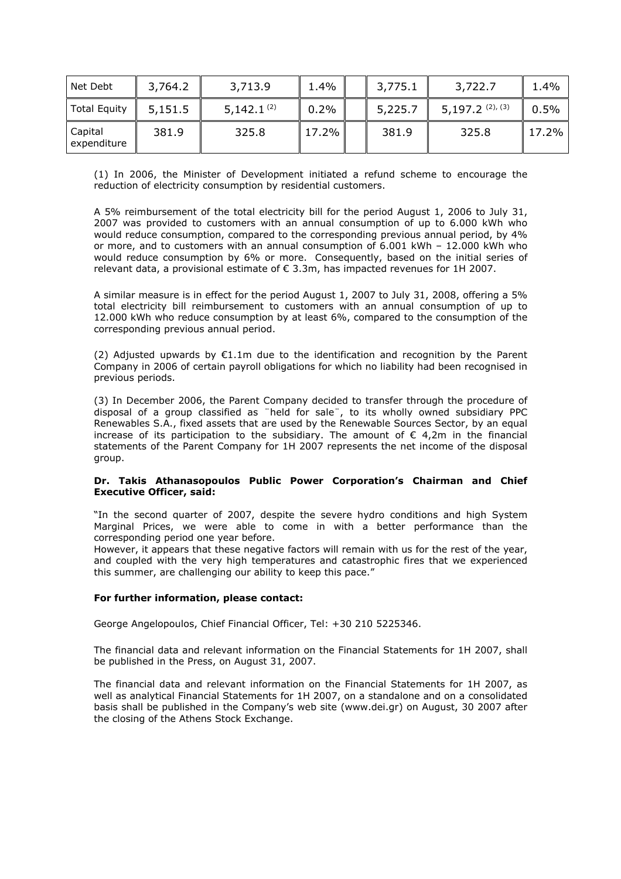| | | | | | | | |
|---|---|---|---|---|---|---|---|
| Net Debt | 3,764.2 | 3,713.9 | 1.4% | | 3,775.1 | 3,722.7 | 1.4% |
| Total Equity | 5,151.5 | 5,142.1 [(2)] | 0.2% | | 5,225.7 | 5,197.2 [(2), (3)] | 0.5% |
| Capital expenditure | 381.9 | 325.8 | 17.2% | | 381.9 | 325.8 | 17.2% |

(1) In 2006, the Minister of Development initiated a refund scheme to encourage the reduction of electricity consumption by residential customers.

A 5% reimbursement of the total electricity bill for the period August 1, 2006 to July 31, 2007 was provided to customers with an annual consumption of up to 6.000 kWh who would reduce consumption, compared to the corresponding previous annual period, by 4% or more, and to customers with an annual consumption of 6.001 kWh – 12.000 kWh who would reduce consumption by 6% or more. Consequently, based on the initial series of relevant data, a provisional estimate of € 3.3m, has impacted revenues for 1H 2007.

A similar measure is in effect for the period August 1, 2007 to July 31, 2008, offering a 5% total electricity bill reimbursement to customers with an annual consumption of up to 12.000 kWh who reduce consumption by at least 6%, compared to the consumption of the corresponding previous annual period.

(2) Adjusted upwards by €1.1m due to the identification and recognition by the Parent Company in 2006 of certain payroll obligations for which no liability had been recognised in previous periods.

(3) In December 2006, the Parent Company decided to transfer through the procedure of disposal of a group classified as ¨held for sale¨, to its wholly owned subsidiary PPC Renewables S.A., fixed assets that are used by the Renewable Sources Sector, by an equal increase of its participation to the subsidiary. The amount of € 4,2m in the financial statements of the Parent Company for 1H 2007 represents the net income of the disposal group.

**Dr. Takis Athanasopoulos Public Power Corporation's Chairman and Chief Executive Officer, said:**

"In the second quarter of 2007, despite the severe hydro conditions and high System Marginal Prices, we were able to come in with a better performance than the corresponding period one year before.
However, it appears that these negative factors will remain with us for the rest of the year, and coupled with the very high temperatures and catastrophic fires that we experienced this summer, are challenging our ability to keep this pace."

**For further information, please contact:**

George Angelopoulos, Chief Financial Officer, Tel: +30 210 5225346.

The financial data and relevant information on the Financial Statements for 1H 2007, shall be published in the Press, on August 31, 2007.

The financial data and relevant information on the Financial Statements for 1H 2007, as well as analytical Financial Statements for 1H 2007, on a standalone and on a consolidated basis shall be published in the Company's web site (www.dei.gr) on August, 30 2007 after the closing of the Athens Stock Exchange.